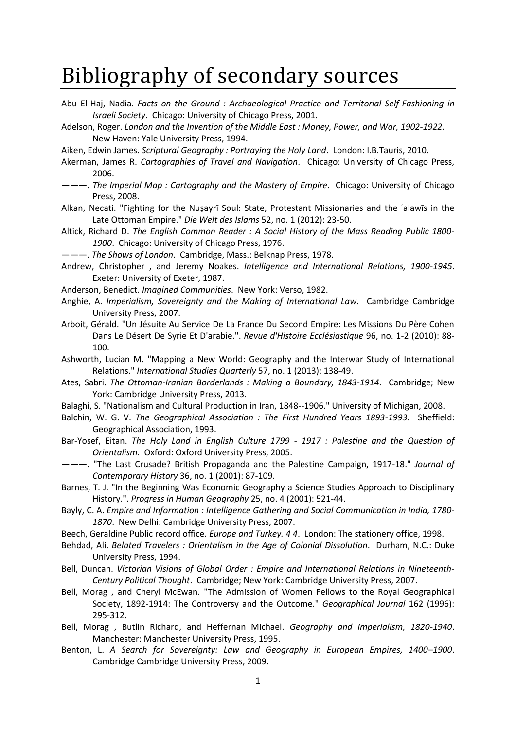# Bibliography of secondary sources

Abu El-Haj, Nadia. *Facts on the Ground : Archaeological Practice and Territorial Self-Fashioning in Israeli Society*. Chicago: University of Chicago Press, 2001.

Adelson, Roger. *London and the Invention of the Middle East : Money, Power, and War, 1902-1922*. New Haven: Yale University Press, 1994.

Aiken, Edwin James. *Scriptural Geography : Portraying the Holy Land*. London: I.B.Tauris, 2010.

Akerman, James R. *Cartographies of Travel and Navigation*. Chicago: University of Chicago Press, 2006.

———. *The Imperial Map : Cartography and the Mastery of Empire*. Chicago: University of Chicago Press, 2008.

Alkan, Necati. "Fighting for the Nuṣayrī Soul: State, Protestant Missionaries and the ʿalawīs in the Late Ottoman Empire." *Die Welt des Islams* 52, no. 1 (2012): 23-50.

Altick, Richard D. *The English Common Reader : A Social History of the Mass Reading Public 1800-1900*. Chicago: University of Chicago Press, 1976.

———. *The Shows of London*. Cambridge, Mass.: Belknap Press, 1978.

Andrew, Christopher , and Jeremy Noakes. *Intelligence and International Relations, 1900-1945*. Exeter: University of Exeter, 1987.

Anderson, Benedict. *Imagined Communities*. New York: Verso, 1982.

Anghie, A. *Imperialism, Sovereignty and the Making of International Law*. Cambridge Cambridge University Press, 2007.

Arboit, Gérald. "Un Jésuite Au Service De La France Du Second Empire: Les Missions Du Père Cohen Dans Le Désert De Syrie Et D'arabie.". *Revue d'Histoire Ecclésiastique* 96, no. 1-2 (2010): 88-100.

Ashworth, Lucian M. "Mapping a New World: Geography and the Interwar Study of International Relations." *International Studies Quarterly* 57, no. 1 (2013): 138-49.

Ates, Sabri. *The Ottoman-Iranian Borderlands : Making a Boundary, 1843-1914*. Cambridge; New York: Cambridge University Press, 2013.

Balaghi, S. "Nationalism and Cultural Production in Iran, 1848--1906." University of Michigan, 2008.

Balchin, W. G. V. *The Geographical Association : The First Hundred Years 1893-1993*. Sheffield: Geographical Association, 1993.

Bar-Yosef, Eitan. *The Holy Land in English Culture 1799 - 1917 : Palestine and the Question of Orientalism*. Oxford: Oxford University Press, 2005.

———. "The Last Crusade? British Propaganda and the Palestine Campaign, 1917-18." *Journal of Contemporary History* 36, no. 1 (2001): 87-109.

Barnes, T. J. "In the Beginning Was Economic Geography a Science Studies Approach to Disciplinary History.". *Progress in Human Geography* 25, no. 4 (2001): 521-44.

Bayly, C. A. *Empire and Information : Intelligence Gathering and Social Communication in India, 1780-1870*. New Delhi: Cambridge University Press, 2007.

Beech, Geraldine Public record office. *Europe and Turkey. 4 4*. London: The stationery office, 1998.

Behdad, Ali. *Belated Travelers : Orientalism in the Age of Colonial Dissolution*. Durham, N.C.: Duke University Press, 1994.

Bell, Duncan. *Victorian Visions of Global Order : Empire and International Relations in Nineteenth-Century Political Thought*. Cambridge; New York: Cambridge University Press, 2007.

Bell, Morag , and Cheryl McEwan. "The Admission of Women Fellows to the Royal Geographical Society, 1892-1914: The Controversy and the Outcome." *Geographical Journal* 162 (1996): 295-312.

Bell, Morag , Butlin Richard, and Heffernan Michael. *Geography and Imperialism, 1820-1940*. Manchester: Manchester University Press, 1995.

Benton, L. *A Search for Sovereignty: Law and Geography in European Empires, 1400–1900*. Cambridge Cambridge University Press, 2009.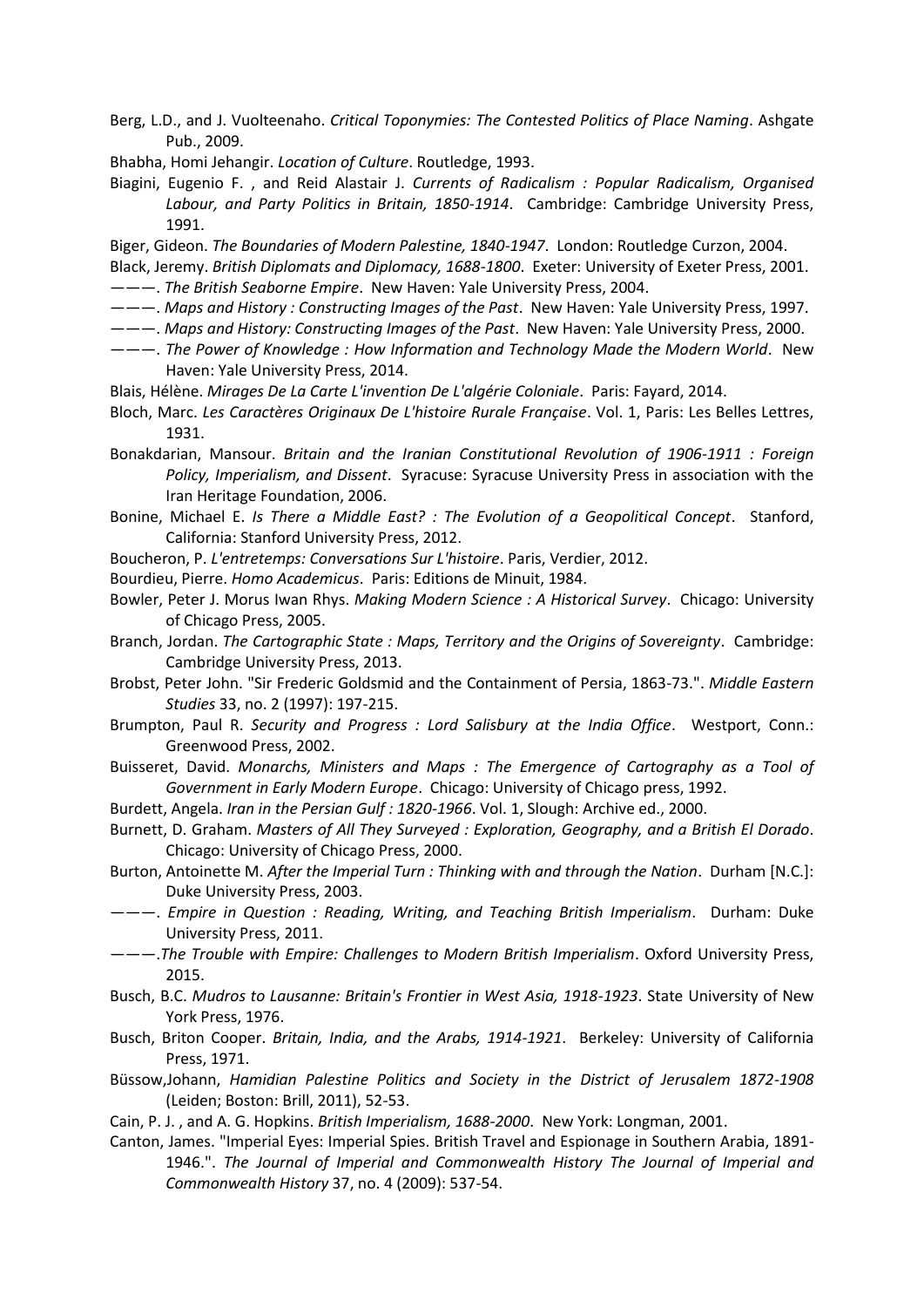Berg, L.D., and J. Vuolteenaho. *Critical Toponymies: The Contested Politics of Place Naming*. Ashgate Pub., 2009.

Bhabha, Homi Jehangir. *Location of Culture*. Routledge, 1993.

Biagini, Eugenio F. , and Reid Alastair J. *Currents of Radicalism : Popular Radicalism, Organised Labour, and Party Politics in Britain, 1850-1914*. Cambridge: Cambridge University Press, 1991.

Biger, Gideon. *The Boundaries of Modern Palestine, 1840-1947*. London: Routledge Curzon, 2004.

Black, Jeremy. *British Diplomats and Diplomacy, 1688-1800*. Exeter: University of Exeter Press, 2001.

———. *The British Seaborne Empire*. New Haven: Yale University Press, 2004.

———. *Maps and History : Constructing Images of the Past*. New Haven: Yale University Press, 1997.

———. *Maps and History: Constructing Images of the Past*. New Haven: Yale University Press, 2000.

———. *The Power of Knowledge : How Information and Technology Made the Modern World*. New Haven: Yale University Press, 2014.

Blais, Hélène. *Mirages De La Carte L'invention De L'algérie Coloniale*. Paris: Fayard, 2014.

Bloch, Marc. *Les Caractères Originaux De L'histoire Rurale Française*. Vol. 1, Paris: Les Belles Lettres, 1931.

Bonakdarian, Mansour. *Britain and the Iranian Constitutional Revolution of 1906-1911 : Foreign Policy, Imperialism, and Dissent*. Syracuse: Syracuse University Press in association with the Iran Heritage Foundation, 2006.

Bonine, Michael E. *Is There a Middle East? : The Evolution of a Geopolitical Concept*. Stanford, California: Stanford University Press, 2012.

Boucheron, P. *L'entretemps: Conversations Sur L'histoire*. Paris, Verdier, 2012.

Bourdieu, Pierre. *Homo Academicus*. Paris: Editions de Minuit, 1984.

Bowler, Peter J. Morus Iwan Rhys. *Making Modern Science : A Historical Survey*. Chicago: University of Chicago Press, 2005.

Branch, Jordan. *The Cartographic State : Maps, Territory and the Origins of Sovereignty*. Cambridge: Cambridge University Press, 2013.

Brobst, Peter John. "Sir Frederic Goldsmid and the Containment of Persia, 1863-73.". *Middle Eastern Studies* 33, no. 2 (1997): 197-215.

Brumpton, Paul R. *Security and Progress : Lord Salisbury at the India Office*. Westport, Conn.: Greenwood Press, 2002.

Buisseret, David. *Monarchs, Ministers and Maps : The Emergence of Cartography as a Tool of Government in Early Modern Europe*. Chicago: University of Chicago press, 1992.

Burdett, Angela. *Iran in the Persian Gulf : 1820-1966*. Vol. 1, Slough: Archive ed., 2000.

Burnett, D. Graham. *Masters of All They Surveyed : Exploration, Geography, and a British El Dorado*. Chicago: University of Chicago Press, 2000.

Burton, Antoinette M. *After the Imperial Turn : Thinking with and through the Nation*. Durham [N.C.]: Duke University Press, 2003.

———. *Empire in Question : Reading, Writing, and Teaching British Imperialism*. Durham: Duke University Press, 2011.

———.*The Trouble with Empire: Challenges to Modern British Imperialism*. Oxford University Press, 2015.

Busch, B.C. *Mudros to Lausanne: Britain's Frontier in West Asia, 1918-1923*. State University of New York Press, 1976.

Busch, Briton Cooper. *Britain, India, and the Arabs, 1914-1921*. Berkeley: University of California Press, 1971.

Büssow,Johann, *Hamidian Palestine Politics and Society in the District of Jerusalem 1872-1908* (Leiden; Boston: Brill, 2011), 52-53.

Cain, P. J. , and A. G. Hopkins. *British Imperialism, 1688-2000*. New York: Longman, 2001.

Canton, James. "Imperial Eyes: Imperial Spies. British Travel and Espionage in Southern Arabia, 1891-1946.". *The Journal of Imperial and Commonwealth History The Journal of Imperial and Commonwealth History* 37, no. 4 (2009): 537-54.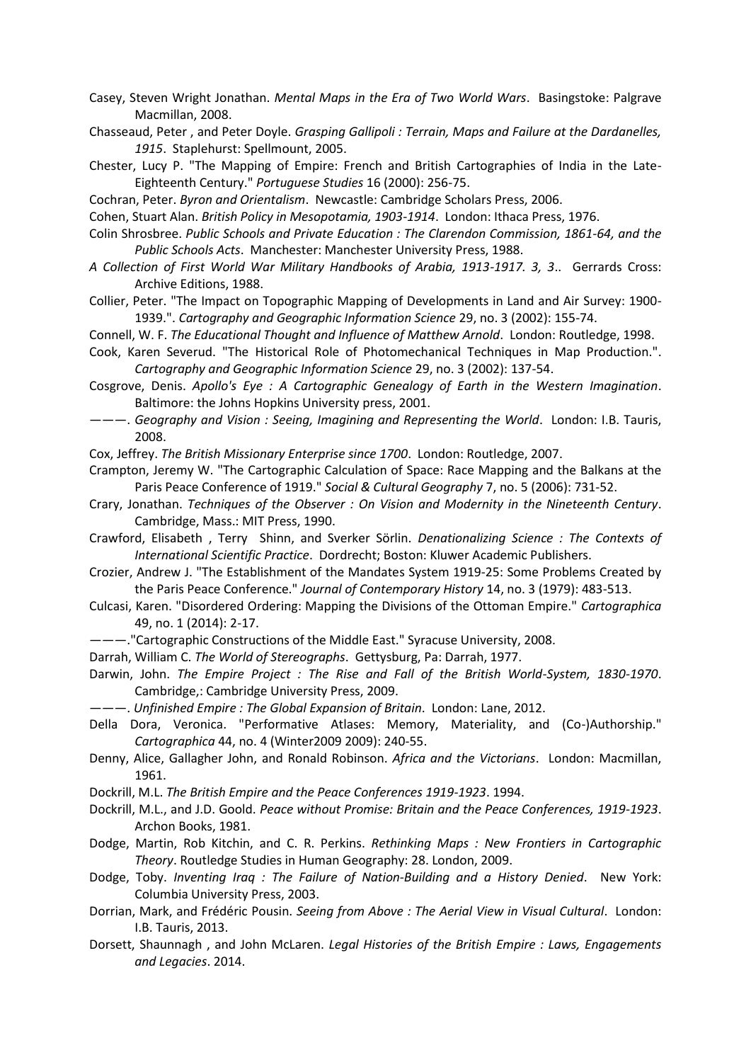Casey, Steven Wright Jonathan. *Mental Maps in the Era of Two World Wars*. Basingstoke: Palgrave Macmillan, 2008.

Chasseaud, Peter , and Peter Doyle. *Grasping Gallipoli : Terrain, Maps and Failure at the Dardanelles, 1915*. Staplehurst: Spellmount, 2005.

Chester, Lucy P. "The Mapping of Empire: French and British Cartographies of India in the Late-Eighteenth Century." *Portuguese Studies* 16 (2000): 256-75.

Cochran, Peter. *Byron and Orientalism*. Newcastle: Cambridge Scholars Press, 2006.

Cohen, Stuart Alan. *British Policy in Mesopotamia, 1903-1914*. London: Ithaca Press, 1976.

Colin Shrosbree. *Public Schools and Private Education : The Clarendon Commission, 1861-64, and the Public Schools Acts*. Manchester: Manchester University Press, 1988.

*A Collection of First World War Military Handbooks of Arabia, 1913-1917. 3, 3*.. Gerrards Cross: Archive Editions, 1988.

Collier, Peter. "The Impact on Topographic Mapping of Developments in Land and Air Survey: 1900-1939.". *Cartography and Geographic Information Science* 29, no. 3 (2002): 155-74.

Connell, W. F. *The Educational Thought and Influence of Matthew Arnold*. London: Routledge, 1998.

Cook, Karen Severud. "The Historical Role of Photomechanical Techniques in Map Production.". *Cartography and Geographic Information Science* 29, no. 3 (2002): 137-54.

Cosgrove, Denis. *Apollo's Eye : A Cartographic Genealogy of Earth in the Western Imagination*. Baltimore: the Johns Hopkins University press, 2001.

———. *Geography and Vision : Seeing, Imagining and Representing the World*. London: I.B. Tauris, 2008.

Cox, Jeffrey. *The British Missionary Enterprise since 1700*. London: Routledge, 2007.

Crampton, Jeremy W. "The Cartographic Calculation of Space: Race Mapping and the Balkans at the Paris Peace Conference of 1919." *Social & Cultural Geography* 7, no. 5 (2006): 731-52.

Crary, Jonathan. *Techniques of the Observer : On Vision and Modernity in the Nineteenth Century*. Cambridge, Mass.: MIT Press, 1990.

Crawford, Elisabeth , Terry Shinn, and Sverker Sörlin. *Denationalizing Science : The Contexts of International Scientific Practice*. Dordrecht; Boston: Kluwer Academic Publishers.

Crozier, Andrew J. "The Establishment of the Mandates System 1919-25: Some Problems Created by the Paris Peace Conference." *Journal of Contemporary History* 14, no. 3 (1979): 483-513.

Culcasi, Karen. "Disordered Ordering: Mapping the Divisions of the Ottoman Empire." *Cartographica* 49, no. 1 (2014): 2-17.

———."Cartographic Constructions of the Middle East." Syracuse University, 2008.

Darrah, William C. *The World of Stereographs*. Gettysburg, Pa: Darrah, 1977.

Darwin, John. *The Empire Project : The Rise and Fall of the British World-System, 1830-1970*. Cambridge,: Cambridge University Press, 2009.

———. *Unfinished Empire : The Global Expansion of Britain*. London: Lane, 2012.

Della Dora, Veronica. "Performative Atlases: Memory, Materiality, and (Co-)Authorship." *Cartographica* 44, no. 4 (Winter2009 2009): 240-55.

Denny, Alice, Gallagher John, and Ronald Robinson. *Africa and the Victorians*. London: Macmillan, 1961.

Dockrill, M.L. *The British Empire and the Peace Conferences 1919-1923*. 1994.

Dockrill, M.L., and J.D. Goold. *Peace without Promise: Britain and the Peace Conferences, 1919-1923*. Archon Books, 1981.

Dodge, Martin, Rob Kitchin, and C. R. Perkins. *Rethinking Maps : New Frontiers in Cartographic Theory*. Routledge Studies in Human Geography: 28. London, 2009.

Dodge, Toby. *Inventing Iraq : The Failure of Nation-Building and a History Denied*. New York: Columbia University Press, 2003.

Dorrian, Mark, and Frédéric Pousin. *Seeing from Above : The Aerial View in Visual Cultural*. London: I.B. Tauris, 2013.

Dorsett, Shaunnagh , and John McLaren. *Legal Histories of the British Empire : Laws, Engagements and Legacies*. 2014.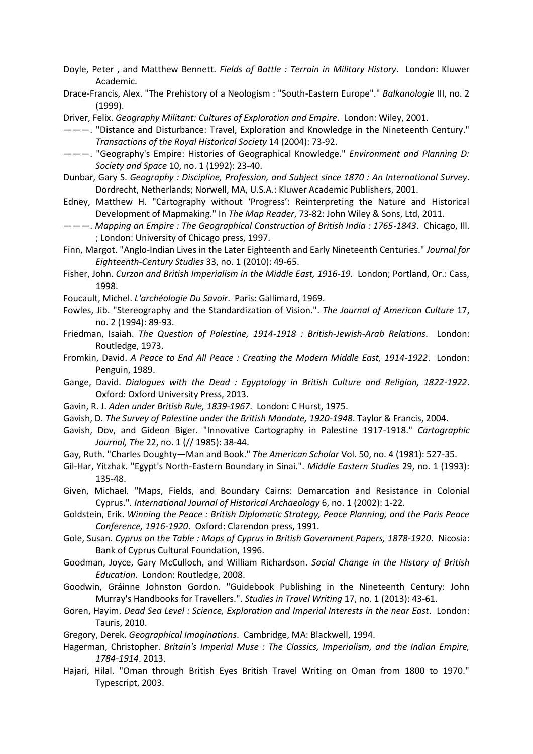Doyle, Peter , and Matthew Bennett. *Fields of Battle : Terrain in Military History*. London: Kluwer Academic.

Drace-Francis, Alex. "The Prehistory of a Neologism : "South-Eastern Europe"." *Balkanologie* III, no. 2 (1999).

Driver, Felix. *Geography Militant: Cultures of Exploration and Empire*. London: Wiley, 2001.

———. "Distance and Disturbance: Travel, Exploration and Knowledge in the Nineteenth Century." *Transactions of the Royal Historical Society* 14 (2004): 73-92.

———. "Geography's Empire: Histories of Geographical Knowledge." *Environment and Planning D: Society and Space* 10, no. 1 (1992): 23-40.

Dunbar, Gary S. *Geography : Discipline, Profession, and Subject since 1870 : An International Survey*. Dordrecht, Netherlands; Norwell, MA, U.S.A.: Kluwer Academic Publishers, 2001.

Edney, Matthew H. "Cartography without 'Progress': Reinterpreting the Nature and Historical Development of Mapmaking." In *The Map Reader*, 73-82: John Wiley & Sons, Ltd, 2011.

———. *Mapping an Empire : The Geographical Construction of British India : 1765-1843*. Chicago, Ill. ; London: University of Chicago press, 1997.

Finn, Margot. "Anglo-Indian Lives in the Later Eighteenth and Early Nineteenth Centuries." *Journal for Eighteenth-Century Studies* 33, no. 1 (2010): 49-65.

Fisher, John. *Curzon and British Imperialism in the Middle East, 1916-19*. London; Portland, Or.: Cass, 1998.

Foucault, Michel. *L'archéologie Du Savoir*. Paris: Gallimard, 1969.

Fowles, Jib. "Stereography and the Standardization of Vision.". *The Journal of American Culture* 17, no. 2 (1994): 89-93.

Friedman, Isaiah. *The Question of Palestine, 1914-1918 : British-Jewish-Arab Relations*. London: Routledge, 1973.

Fromkin, David. *A Peace to End All Peace : Creating the Modern Middle East, 1914-1922*. London: Penguin, 1989.

Gange, David. *Dialogues with the Dead : Egyptology in British Culture and Religion, 1822-1922*. Oxford: Oxford University Press, 2013.

Gavin, R. J. *Aden under British Rule, 1839-1967*. London: C Hurst, 1975.

Gavish, D. *The Survey of Palestine under the British Mandate, 1920-1948*. Taylor & Francis, 2004.

Gavish, Dov, and Gideon Biger. "Innovative Cartography in Palestine 1917-1918." *Cartographic Journal, The* 22, no. 1 (// 1985): 38-44.

Gay, Ruth. "Charles Doughty—Man and Book." *The American Scholar* Vol. 50, no. 4 (1981): 527-35.

Gil-Har, Yitzhak. "Egypt's North-Eastern Boundary in Sinai.". *Middle Eastern Studies* 29, no. 1 (1993): 135-48.

Given, Michael. "Maps, Fields, and Boundary Cairns: Demarcation and Resistance in Colonial Cyprus.". *International Journal of Historical Archaeology* 6, no. 1 (2002): 1-22.

Goldstein, Erik. *Winning the Peace : British Diplomatic Strategy, Peace Planning, and the Paris Peace Conference, 1916-1920*. Oxford: Clarendon press, 1991.

Gole, Susan. *Cyprus on the Table : Maps of Cyprus in British Government Papers, 1878-1920*. Nicosia: Bank of Cyprus Cultural Foundation, 1996.

Goodman, Joyce, Gary McCulloch, and William Richardson. *Social Change in the History of British Education*. London: Routledge, 2008.

Goodwin, Gráinne Johnston Gordon. "Guidebook Publishing in the Nineteenth Century: John Murray's Handbooks for Travellers.". *Studies in Travel Writing* 17, no. 1 (2013): 43-61.

Goren, Hayim. *Dead Sea Level : Science, Exploration and Imperial Interests in the near East*. London: Tauris, 2010.

Gregory, Derek. *Geographical Imaginations*. Cambridge, MA: Blackwell, 1994.

Hagerman, Christopher. *Britain's Imperial Muse : The Classics, Imperialism, and the Indian Empire, 1784-1914*. 2013.

Hajari, Hilal. "Oman through British Eyes British Travel Writing on Oman from 1800 to 1970." Typescript, 2003.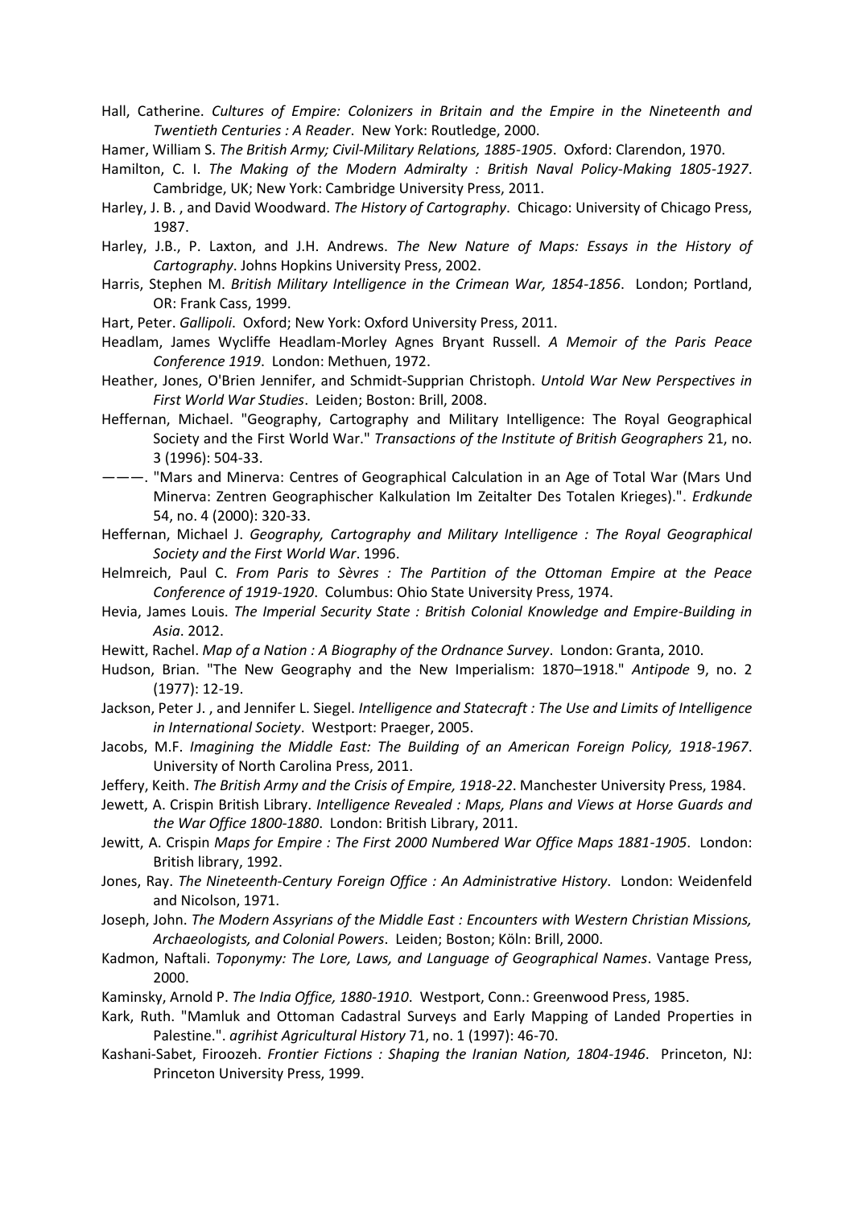Hall, Catherine. *Cultures of Empire: Colonizers in Britain and the Empire in the Nineteenth and Twentieth Centuries : A Reader*. New York: Routledge, 2000.

Hamer, William S. *The British Army; Civil-Military Relations, 1885-1905*. Oxford: Clarendon, 1970.

Hamilton, C. I. *The Making of the Modern Admiralty : British Naval Policy-Making 1805-1927*. Cambridge, UK; New York: Cambridge University Press, 2011.

Harley, J. B. , and David Woodward. *The History of Cartography*. Chicago: University of Chicago Press, 1987.

Harley, J.B., P. Laxton, and J.H. Andrews. *The New Nature of Maps: Essays in the History of Cartography*. Johns Hopkins University Press, 2002.

Harris, Stephen M. *British Military Intelligence in the Crimean War, 1854-1856*. London; Portland, OR: Frank Cass, 1999.

Hart, Peter. *Gallipoli*. Oxford; New York: Oxford University Press, 2011.

Headlam, James Wycliffe Headlam-Morley Agnes Bryant Russell. *A Memoir of the Paris Peace Conference 1919*. London: Methuen, 1972.

Heather, Jones, O'Brien Jennifer, and Schmidt-Supprian Christoph. *Untold War New Perspectives in First World War Studies*. Leiden; Boston: Brill, 2008.

Heffernan, Michael. "Geography, Cartography and Military Intelligence: The Royal Geographical Society and the First World War." *Transactions of the Institute of British Geographers* 21, no. 3 (1996): 504-33.

———. "Mars and Minerva: Centres of Geographical Calculation in an Age of Total War (Mars Und Minerva: Zentren Geographischer Kalkulation Im Zeitalter Des Totalen Krieges).". *Erdkunde* 54, no. 4 (2000): 320-33.

Heffernan, Michael J. *Geography, Cartography and Military Intelligence : The Royal Geographical Society and the First World War*. 1996.

Helmreich, Paul C. *From Paris to Sèvres : The Partition of the Ottoman Empire at the Peace Conference of 1919-1920*. Columbus: Ohio State University Press, 1974.

Hevia, James Louis. *The Imperial Security State : British Colonial Knowledge and Empire-Building in Asia*. 2012.

Hewitt, Rachel. *Map of a Nation : A Biography of the Ordnance Survey*. London: Granta, 2010.

Hudson, Brian. "The New Geography and the New Imperialism: 1870–1918." *Antipode* 9, no. 2 (1977): 12-19.

Jackson, Peter J. , and Jennifer L. Siegel. *Intelligence and Statecraft : The Use and Limits of Intelligence in International Society*. Westport: Praeger, 2005.

Jacobs, M.F. *Imagining the Middle East: The Building of an American Foreign Policy, 1918-1967*. University of North Carolina Press, 2011.

Jeffery, Keith. *The British Army and the Crisis of Empire, 1918-22*. Manchester University Press, 1984.

Jewett, A. Crispin British Library. *Intelligence Revealed : Maps, Plans and Views at Horse Guards and the War Office 1800-1880*. London: British Library, 2011.

Jewitt, A. Crispin *Maps for Empire : The First 2000 Numbered War Office Maps 1881-1905*. London: British library, 1992.

Jones, Ray. *The Nineteenth-Century Foreign Office : An Administrative History*. London: Weidenfeld and Nicolson, 1971.

Joseph, John. *The Modern Assyrians of the Middle East : Encounters with Western Christian Missions, Archaeologists, and Colonial Powers*. Leiden; Boston; Köln: Brill, 2000.

Kadmon, Naftali. *Toponymy: The Lore, Laws, and Language of Geographical Names*. Vantage Press, 2000.

Kaminsky, Arnold P. *The India Office, 1880-1910*. Westport, Conn.: Greenwood Press, 1985.

Kark, Ruth. "Mamluk and Ottoman Cadastral Surveys and Early Mapping of Landed Properties in Palestine.". *agrihist Agricultural History* 71, no. 1 (1997): 46-70.

Kashani-Sabet, Firoozeh. *Frontier Fictions : Shaping the Iranian Nation, 1804-1946*. Princeton, NJ: Princeton University Press, 1999.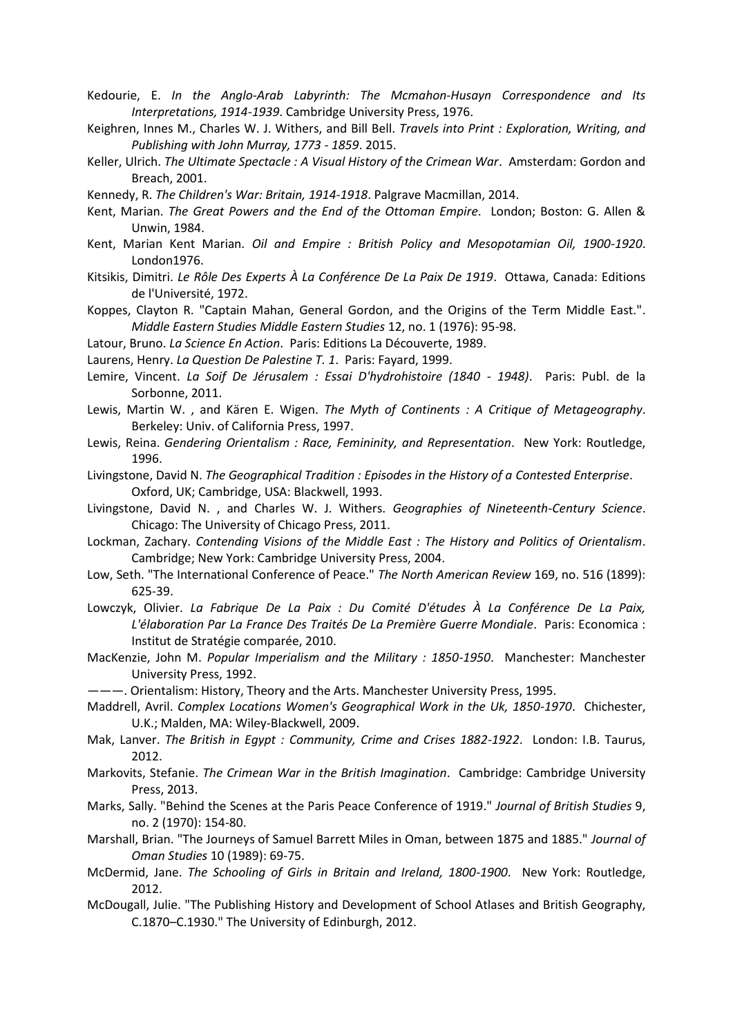Kedourie, E. *In the Anglo-Arab Labyrinth: The Mcmahon-Husayn Correspondence and Its Interpretations, 1914-1939*. Cambridge University Press, 1976.

Keighren, Innes M., Charles W. J. Withers, and Bill Bell. *Travels into Print : Exploration, Writing, and Publishing with John Murray, 1773 - 1859*. 2015.

Keller, Ulrich. *The Ultimate Spectacle : A Visual History of the Crimean War*. Amsterdam: Gordon and Breach, 2001.

Kennedy, R. *The Children's War: Britain, 1914-1918*. Palgrave Macmillan, 2014.

Kent, Marian. *The Great Powers and the End of the Ottoman Empire*. London; Boston: G. Allen & Unwin, 1984.

Kent, Marian Kent Marian. *Oil and Empire : British Policy and Mesopotamian Oil, 1900-1920*. London1976.

Kitsikis, Dimitri. *Le Rôle Des Experts À La Conférence De La Paix De 1919*. Ottawa, Canada: Editions de l'Université, 1972.

Koppes, Clayton R. "Captain Mahan, General Gordon, and the Origins of the Term Middle East.". *Middle Eastern Studies Middle Eastern Studies* 12, no. 1 (1976): 95-98.

Latour, Bruno. *La Science En Action*. Paris: Editions La Découverte, 1989.

Laurens, Henry. *La Question De Palestine T. 1*. Paris: Fayard, 1999.

Lemire, Vincent. *La Soif De Jérusalem : Essai D'hydrohistoire (1840 - 1948)*. Paris: Publ. de la Sorbonne, 2011.

Lewis, Martin W. , and Kären E. Wigen. *The Myth of Continents : A Critique of Metageography*. Berkeley: Univ. of California Press, 1997.

Lewis, Reina. *Gendering Orientalism : Race, Femininity, and Representation*. New York: Routledge, 1996.

Livingstone, David N. *The Geographical Tradition : Episodes in the History of a Contested Enterprise*. Oxford, UK; Cambridge, USA: Blackwell, 1993.

Livingstone, David N. , and Charles W. J. Withers. *Geographies of Nineteenth-Century Science*. Chicago: The University of Chicago Press, 2011.

Lockman, Zachary. *Contending Visions of the Middle East : The History and Politics of Orientalism*. Cambridge; New York: Cambridge University Press, 2004.

Low, Seth. "The International Conference of Peace." *The North American Review* 169, no. 516 (1899): 625-39.

Lowczyk, Olivier. *La Fabrique De La Paix : Du Comité D'études À La Conférence De La Paix, L'élaboration Par La France Des Traités De La Première Guerre Mondiale*. Paris: Economica : Institut de Stratégie comparée, 2010.

MacKenzie, John M. *Popular Imperialism and the Military : 1850-1950*. Manchester: Manchester University Press, 1992.

———. Orientalism: History, Theory and the Arts. Manchester University Press, 1995.

Maddrell, Avril. *Complex Locations Women's Geographical Work in the Uk, 1850-1970*. Chichester, U.K.; Malden, MA: Wiley-Blackwell, 2009.

Mak, Lanver. *The British in Egypt : Community, Crime and Crises 1882-1922*. London: I.B. Taurus, 2012.

Markovits, Stefanie. *The Crimean War in the British Imagination*. Cambridge: Cambridge University Press, 2013.

Marks, Sally. "Behind the Scenes at the Paris Peace Conference of 1919." *Journal of British Studies* 9, no. 2 (1970): 154-80.

Marshall, Brian. "The Journeys of Samuel Barrett Miles in Oman, between 1875 and 1885." *Journal of Oman Studies* 10 (1989): 69-75.

McDermid, Jane. *The Schooling of Girls in Britain and Ireland, 1800-1900*. New York: Routledge, 2012.

McDougall, Julie. "The Publishing History and Development of School Atlases and British Geography, C.1870–C.1930." The University of Edinburgh, 2012.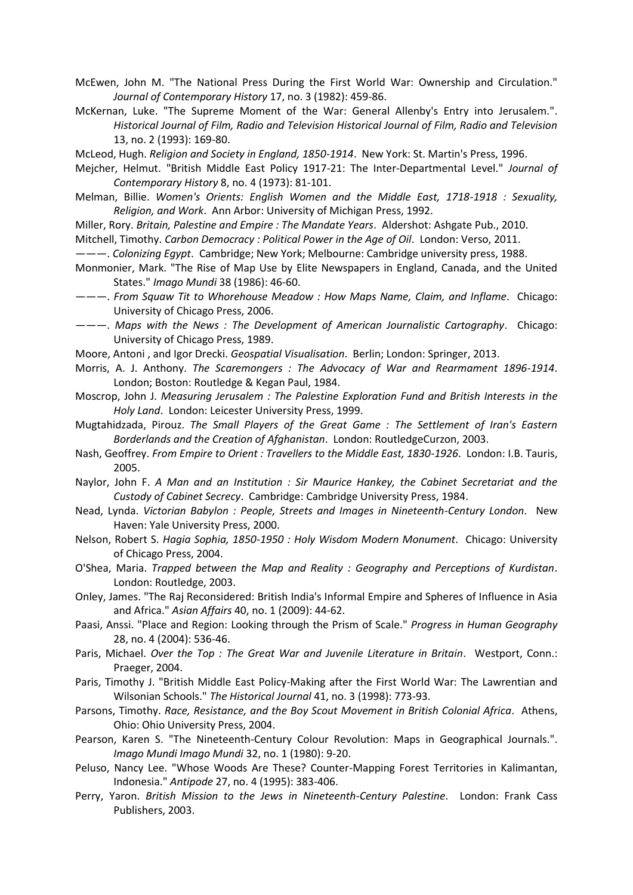McEwen, John M. "The National Press During the First World War: Ownership and Circulation." *Journal of Contemporary History* 17, no. 3 (1982): 459-86.

McKernan, Luke. "The Supreme Moment of the War: General Allenby's Entry into Jerusalem.". *Historical Journal of Film, Radio and Television Historical Journal of Film, Radio and Television* 13, no. 2 (1993): 169-80.

McLeod, Hugh. *Religion and Society in England, 1850-1914*. New York: St. Martin's Press, 1996.

Mejcher, Helmut. "British Middle East Policy 1917-21: The Inter-Departmental Level." *Journal of Contemporary History* 8, no. 4 (1973): 81-101.

Melman, Billie. *Women's Orients: English Women and the Middle East, 1718-1918 : Sexuality, Religion, and Work*. Ann Arbor: University of Michigan Press, 1992.

Miller, Rory. *Britain, Palestine and Empire : The Mandate Years*. Aldershot: Ashgate Pub., 2010.

Mitchell, Timothy. *Carbon Democracy : Political Power in the Age of Oil*. London: Verso, 2011.

———. *Colonizing Egypt*. Cambridge; New York; Melbourne: Cambridge university press, 1988.

Monmonier, Mark. "The Rise of Map Use by Elite Newspapers in England, Canada, and the United States." *Imago Mundi* 38 (1986): 46-60.

———. *From Squaw Tit to Whorehouse Meadow : How Maps Name, Claim, and Inflame*. Chicago: University of Chicago Press, 2006.

———. *Maps with the News : The Development of American Journalistic Cartography*. Chicago: University of Chicago Press, 1989.

Moore, Antoni , and Igor Drecki. *Geospatial Visualisation*. Berlin; London: Springer, 2013.

Morris, A. J. Anthony. *The Scaremongers : The Advocacy of War and Rearmament 1896-1914*. London; Boston: Routledge & Kegan Paul, 1984.

Moscrop, John J. *Measuring Jerusalem : The Palestine Exploration Fund and British Interests in the Holy Land*. London: Leicester University Press, 1999.

Mugtahidzada, Pirouz. *The Small Players of the Great Game : The Settlement of Iran's Eastern Borderlands and the Creation of Afghanistan*. London: RoutledgeCurzon, 2003.

Nash, Geoffrey. *From Empire to Orient : Travellers to the Middle East, 1830-1926*. London: I.B. Tauris, 2005.

Naylor, John F. *A Man and an Institution : Sir Maurice Hankey, the Cabinet Secretariat and the Custody of Cabinet Secrecy*. Cambridge: Cambridge University Press, 1984.

Nead, Lynda. *Victorian Babylon : People, Streets and Images in Nineteenth-Century London*. New Haven: Yale University Press, 2000.

Nelson, Robert S. *Hagia Sophia, 1850-1950 : Holy Wisdom Modern Monument*. Chicago: University of Chicago Press, 2004.

O'Shea, Maria. *Trapped between the Map and Reality : Geography and Perceptions of Kurdistan*. London: Routledge, 2003.

Onley, James. "The Raj Reconsidered: British India's Informal Empire and Spheres of Influence in Asia and Africa." *Asian Affairs* 40, no. 1 (2009): 44-62.

Paasi, Anssi. "Place and Region: Looking through the Prism of Scale." *Progress in Human Geography* 28, no. 4 (2004): 536-46.

Paris, Michael. *Over the Top : The Great War and Juvenile Literature in Britain*. Westport, Conn.: Praeger, 2004.

Paris, Timothy J. "British Middle East Policy-Making after the First World War: The Lawrentian and Wilsonian Schools." *The Historical Journal* 41, no. 3 (1998): 773-93.

Parsons, Timothy. *Race, Resistance, and the Boy Scout Movement in British Colonial Africa*. Athens, Ohio: Ohio University Press, 2004.

Pearson, Karen S. "The Nineteenth-Century Colour Revolution: Maps in Geographical Journals.". *Imago Mundi Imago Mundi* 32, no. 1 (1980): 9-20.

Peluso, Nancy Lee. "Whose Woods Are These? Counter-Mapping Forest Territories in Kalimantan, Indonesia." *Antipode* 27, no. 4 (1995): 383-406.

Perry, Yaron. *British Mission to the Jews in Nineteenth-Century Palestine*. London: Frank Cass Publishers, 2003.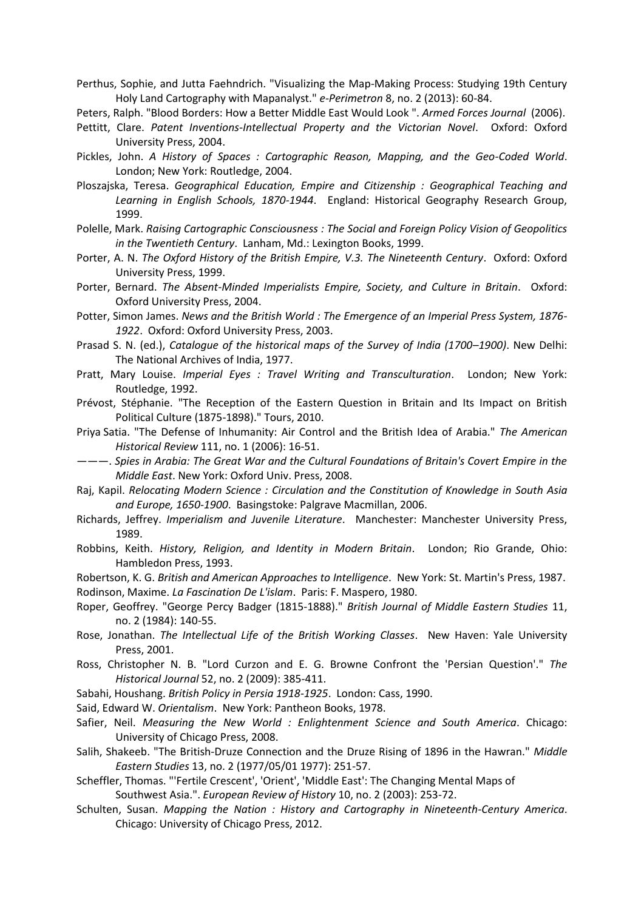Perthus, Sophie, and Jutta Faehndrich. "Visualizing the Map-Making Process: Studying 19th Century Holy Land Cartography with Mapanalyst." *e-Perimetron* 8, no. 2 (2013): 60-84.

Peters, Ralph. "Blood Borders: How a Better Middle East Would Look ". *Armed Forces Journal* (2006).

Pettitt, Clare. *Patent Inventions-Intellectual Property and the Victorian Novel*. Oxford: Oxford University Press, 2004.

Pickles, John. *A History of Spaces : Cartographic Reason, Mapping, and the Geo-Coded World*. London; New York: Routledge, 2004.

Ploszajska, Teresa. *Geographical Education, Empire and Citizenship : Geographical Teaching and Learning in English Schools, 1870-1944*. England: Historical Geography Research Group, 1999.

Polelle, Mark. *Raising Cartographic Consciousness : The Social and Foreign Policy Vision of Geopolitics in the Twentieth Century*. Lanham, Md.: Lexington Books, 1999.

Porter, A. N. *The Oxford History of the British Empire, V.3. The Nineteenth Century*. Oxford: Oxford University Press, 1999.

Porter, Bernard. *The Absent-Minded Imperialists Empire, Society, and Culture in Britain*. Oxford: Oxford University Press, 2004.

Potter, Simon James. *News and the British World : The Emergence of an Imperial Press System, 1876-1922*. Oxford: Oxford University Press, 2003.

Prasad S. N. (ed.), *Catalogue of the historical maps of the Survey of India (1700–1900)*. New Delhi: The National Archives of India, 1977.

Pratt, Mary Louise. *Imperial Eyes : Travel Writing and Transculturation*. London; New York: Routledge, 1992.

Prévost, Stéphanie. "The Reception of the Eastern Question in Britain and Its Impact on British Political Culture (1875-1898)." Tours, 2010.

Priya Satia. "The Defense of Inhumanity: Air Control and the British Idea of Arabia." *The American Historical Review* 111, no. 1 (2006): 16-51.

———. *Spies in Arabia: The Great War and the Cultural Foundations of Britain's Covert Empire in the Middle East*. New York: Oxford Univ. Press, 2008.

Raj, Kapil. *Relocating Modern Science : Circulation and the Constitution of Knowledge in South Asia and Europe, 1650-1900*. Basingstoke: Palgrave Macmillan, 2006.

Richards, Jeffrey. *Imperialism and Juvenile Literature*. Manchester: Manchester University Press, 1989.

Robbins, Keith. *History, Religion, and Identity in Modern Britain*. London; Rio Grande, Ohio: Hambledon Press, 1993.

Robertson, K. G. *British and American Approaches to Intelligence*. New York: St. Martin's Press, 1987.

Rodinson, Maxime. *La Fascination De L'islam*. Paris: F. Maspero, 1980.

Roper, Geoffrey. "George Percy Badger (1815-1888)." *British Journal of Middle Eastern Studies* 11, no. 2 (1984): 140-55.

Rose, Jonathan. *The Intellectual Life of the British Working Classes*. New Haven: Yale University Press, 2001.

Ross, Christopher N. B. "Lord Curzon and E. G. Browne Confront the 'Persian Question'." *The Historical Journal* 52, no. 2 (2009): 385-411.

Sabahi, Houshang. *British Policy in Persia 1918-1925*. London: Cass, 1990.

Said, Edward W. *Orientalism*. New York: Pantheon Books, 1978.

Safier, Neil. *Measuring the New World : Enlightenment Science and South America*. Chicago: University of Chicago Press, 2008.

Salih, Shakeeb. "The British-Druze Connection and the Druze Rising of 1896 in the Hawran." *Middle Eastern Studies* 13, no. 2 (1977/05/01 1977): 251-57.

Scheffler, Thomas. "'Fertile Crescent', 'Orient', 'Middle East': The Changing Mental Maps of Southwest Asia.". *European Review of History* 10, no. 2 (2003): 253-72.

Schulten, Susan. *Mapping the Nation : History and Cartography in Nineteenth-Century America*. Chicago: University of Chicago Press, 2012.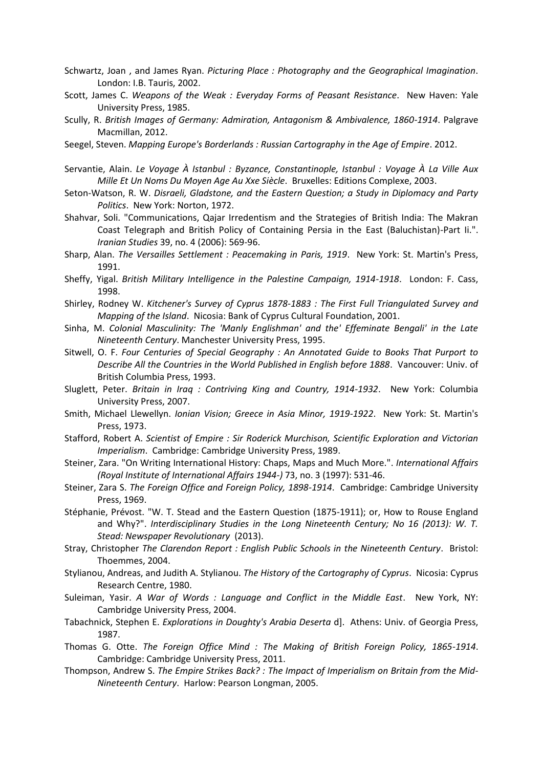Schwartz, Joan , and James Ryan. *Picturing Place : Photography and the Geographical Imagination*. London: I.B. Tauris, 2002.

Scott, James C. *Weapons of the Weak : Everyday Forms of Peasant Resistance*. New Haven: Yale University Press, 1985.

Scully, R. *British Images of Germany: Admiration, Antagonism & Ambivalence, 1860-1914*. Palgrave Macmillan, 2012.

Seegel, Steven. *Mapping Europe's Borderlands : Russian Cartography in the Age of Empire*. 2012.

Servantie, Alain. *Le Voyage À Istanbul : Byzance, Constantinople, Istanbul : Voyage À La Ville Aux Mille Et Un Noms Du Moyen Age Au Xxe Siècle*. Bruxelles: Editions Complexe, 2003.

Seton-Watson, R. W. *Disraeli, Gladstone, and the Eastern Question; a Study in Diplomacy and Party Politics*. New York: Norton, 1972.

Shahvar, Soli. "Communications, Qajar Irredentism and the Strategies of British India: The Makran Coast Telegraph and British Policy of Containing Persia in the East (Baluchistan)-Part Ii.". *Iranian Studies* 39, no. 4 (2006): 569-96.

Sharp, Alan. *The Versailles Settlement : Peacemaking in Paris, 1919*. New York: St. Martin's Press, 1991.

Sheffy, Yigal. *British Military Intelligence in the Palestine Campaign, 1914-1918*. London: F. Cass, 1998.

Shirley, Rodney W. *Kitchener's Survey of Cyprus 1878-1883 : The First Full Triangulated Survey and Mapping of the Island*. Nicosia: Bank of Cyprus Cultural Foundation, 2001.

Sinha, M. *Colonial Masculinity: The 'Manly Englishman' and the' Effeminate Bengali' in the Late Nineteenth Century*. Manchester University Press, 1995.

Sitwell, O. F. *Four Centuries of Special Geography : An Annotated Guide to Books That Purport to Describe All the Countries in the World Published in English before 1888*. Vancouver: Univ. of British Columbia Press, 1993.

Sluglett, Peter. *Britain in Iraq : Contriving King and Country, 1914-1932*. New York: Columbia University Press, 2007.

Smith, Michael Llewellyn. *Ionian Vision; Greece in Asia Minor, 1919-1922*. New York: St. Martin's Press, 1973.

Stafford, Robert A. *Scientist of Empire : Sir Roderick Murchison, Scientific Exploration and Victorian Imperialism*. Cambridge: Cambridge University Press, 1989.

Steiner, Zara. "On Writing International History: Chaps, Maps and Much More.". *International Affairs (Royal Institute of International Affairs 1944-)* 73, no. 3 (1997): 531-46.

Steiner, Zara S. *The Foreign Office and Foreign Policy, 1898-1914*. Cambridge: Cambridge University Press, 1969.

Stéphanie, Prévost. "W. T. Stead and the Eastern Question (1875-1911); or, How to Rouse England and Why?". *Interdisciplinary Studies in the Long Nineteenth Century; No 16 (2013): W. T. Stead: Newspaper Revolutionary* (2013).

Stray, Christopher *The Clarendon Report : English Public Schools in the Nineteenth Century*. Bristol: Thoemmes, 2004.

Stylianou, Andreas, and Judith A. Stylianou. *The History of the Cartography of Cyprus*. Nicosia: Cyprus Research Centre, 1980.

Suleiman, Yasir. *A War of Words : Language and Conflict in the Middle East*. New York, NY: Cambridge University Press, 2004.

Tabachnick, Stephen E. *Explorations in Doughty's Arabia Deserta* d]. Athens: Univ. of Georgia Press, 1987.

Thomas G. Otte. *The Foreign Office Mind : The Making of British Foreign Policy, 1865-1914*. Cambridge: Cambridge University Press, 2011.

Thompson, Andrew S. *The Empire Strikes Back? : The Impact of Imperialism on Britain from the Mid-Nineteenth Century*. Harlow: Pearson Longman, 2005.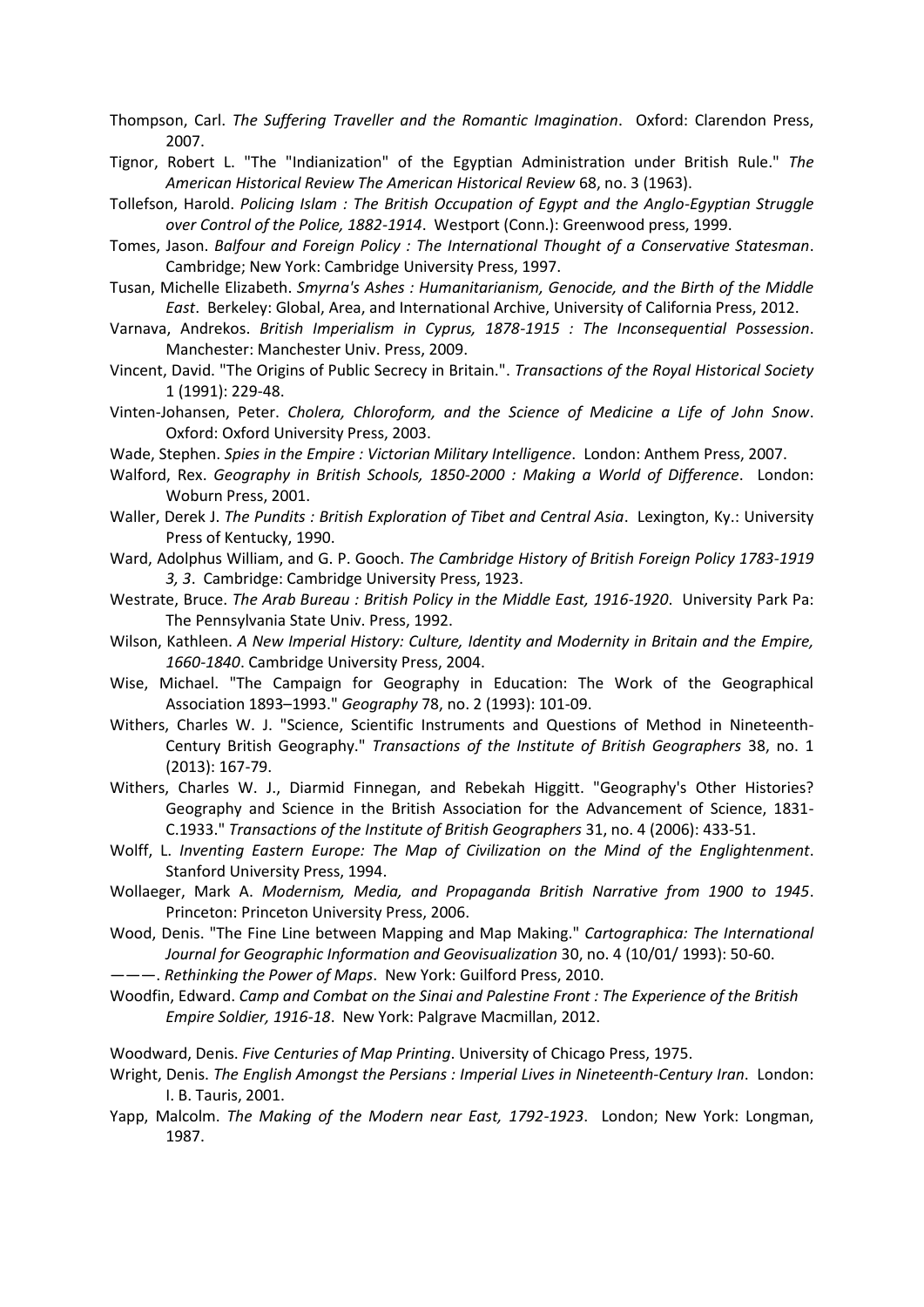Thompson, Carl. *The Suffering Traveller and the Romantic Imagination*. Oxford: Clarendon Press, 2007.

Tignor, Robert L. "The "Indianization" of the Egyptian Administration under British Rule." *The American Historical Review The American Historical Review* 68, no. 3 (1963).

Tollefson, Harold. *Policing Islam : The British Occupation of Egypt and the Anglo-Egyptian Struggle over Control of the Police, 1882-1914*. Westport (Conn.): Greenwood press, 1999.

Tomes, Jason. *Balfour and Foreign Policy : The International Thought of a Conservative Statesman*. Cambridge; New York: Cambridge University Press, 1997.

Tusan, Michelle Elizabeth. *Smyrna's Ashes : Humanitarianism, Genocide, and the Birth of the Middle East*. Berkeley: Global, Area, and International Archive, University of California Press, 2012.

Varnava, Andrekos. *British Imperialism in Cyprus, 1878-1915 : The Inconsequential Possession*. Manchester: Manchester Univ. Press, 2009.

Vincent, David. "The Origins of Public Secrecy in Britain.". *Transactions of the Royal Historical Society* 1 (1991): 229-48.

Vinten-Johansen, Peter. *Cholera, Chloroform, and the Science of Medicine a Life of John Snow*. Oxford: Oxford University Press, 2003.

Wade, Stephen. *Spies in the Empire : Victorian Military Intelligence*. London: Anthem Press, 2007.

Walford, Rex. *Geography in British Schools, 1850-2000 : Making a World of Difference*. London: Woburn Press, 2001.

Waller, Derek J. *The Pundits : British Exploration of Tibet and Central Asia*. Lexington, Ky.: University Press of Kentucky, 1990.

Ward, Adolphus William, and G. P. Gooch. *The Cambridge History of British Foreign Policy 1783-1919 3, 3*. Cambridge: Cambridge University Press, 1923.

Westrate, Bruce. *The Arab Bureau : British Policy in the Middle East, 1916-1920*. University Park Pa: The Pennsylvania State Univ. Press, 1992.

Wilson, Kathleen. *A New Imperial History: Culture, Identity and Modernity in Britain and the Empire, 1660-1840*. Cambridge University Press, 2004.

Wise, Michael. "The Campaign for Geography in Education: The Work of the Geographical Association 1893–1993." *Geography* 78, no. 2 (1993): 101-09.

Withers, Charles W. J. "Science, Scientific Instruments and Questions of Method in Nineteenth-Century British Geography." *Transactions of the Institute of British Geographers* 38, no. 1 (2013): 167-79.

Withers, Charles W. J., Diarmid Finnegan, and Rebekah Higgitt. "Geography's Other Histories? Geography and Science in the British Association for the Advancement of Science, 1831-C.1933." *Transactions of the Institute of British Geographers* 31, no. 4 (2006): 433-51.

Wolff, L. *Inventing Eastern Europe: The Map of Civilization on the Mind of the Englightenment*. Stanford University Press, 1994.

Wollaeger, Mark A. *Modernism, Media, and Propaganda British Narrative from 1900 to 1945*. Princeton: Princeton University Press, 2006.

Wood, Denis. "The Fine Line between Mapping and Map Making." *Cartographica: The International Journal for Geographic Information and Geovisualization* 30, no. 4 (10/01/ 1993): 50-60.

———. *Rethinking the Power of Maps*. New York: Guilford Press, 2010.

Woodfin, Edward. *Camp and Combat on the Sinai and Palestine Front : The Experience of the British Empire Soldier, 1916-18*. New York: Palgrave Macmillan, 2012.

Woodward, Denis. *Five Centuries of Map Printing*. University of Chicago Press, 1975.

Wright, Denis. *The English Amongst the Persians : Imperial Lives in Nineteenth-Century Iran*. London: I. B. Tauris, 2001.

Yapp, Malcolm. *The Making of the Modern near East, 1792-1923*. London; New York: Longman, 1987.